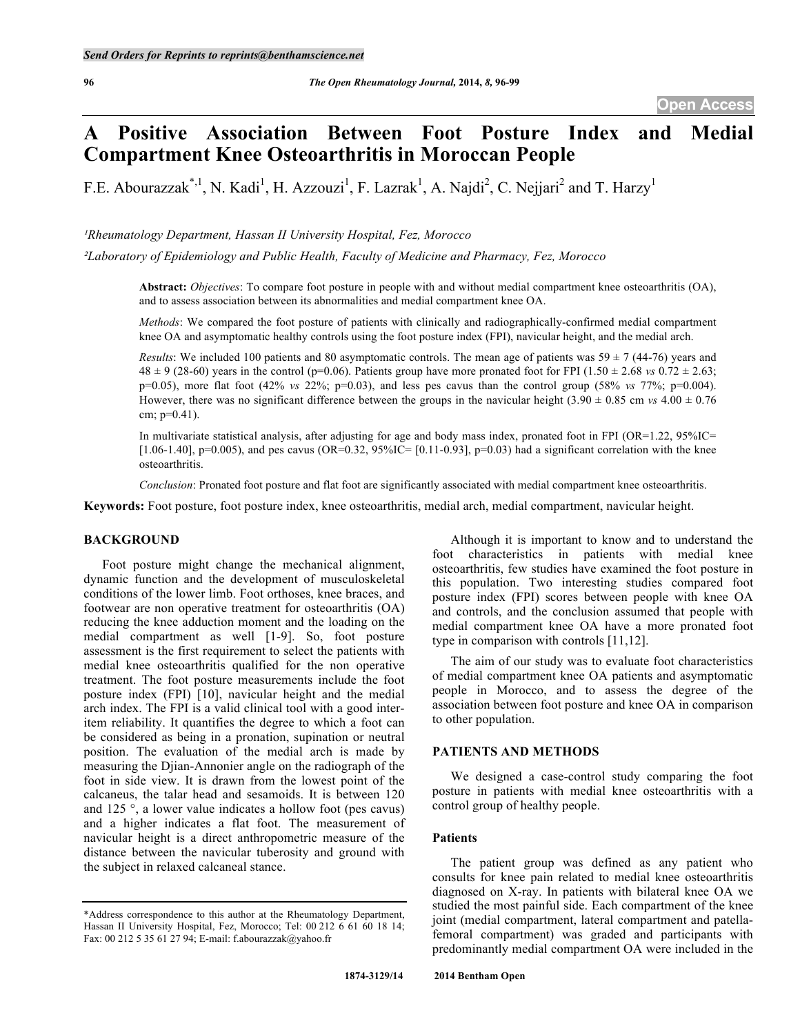# A Positive Association Between Foot Posture Index and Medial Compartment Knee Osteoarthritis in Moroccan People

F.E. Abourazzak[*,1], N. Kadi[1], H. Azzouzi[1], F. Lazrak[1], A. Najdi[2], C. Nejjari[2] and T. Harzy[1]

[1]Rheumatology Department, Hassan II University Hospital, Fez, Morocco

[2]Laboratory of Epidemiology and Public Health, Faculty of Medicine and Pharmacy, Fez, Morocco

**Abstract:** *Objectives*: To compare foot posture in people with and without medial compartment knee osteoarthritis (OA), and to assess association between its abnormalities and medial compartment knee OA.

*Methods*: We compared the foot posture of patients with clinically and radiographically-confirmed medial compartment knee OA and asymptomatic healthy controls using the foot posture index (FPI), navicular height, and the medial arch.

*Results*: We included 100 patients and 80 asymptomatic controls. The mean age of patients was 59 ± 7 (44-76) years and 48 ± 9 (28-60) years in the control (p=0.06). Patients group have more pronated foot for FPI (1.50 ± 2.68 *vs* 0.72 ± 2.63; p=0.05), more flat foot (42% *vs* 22%; p=0.03), and less pes cavus than the control group (58% *vs* 77%; p=0.004). However, there was no significant difference between the groups in the navicular height (3.90 ± 0.85 cm *vs* 4.00 ± 0.76 cm; p=0.41).

In multivariate statistical analysis, after adjusting for age and body mass index, pronated foot in FPI (OR=1.22, 95%IC= [1.06-1.40], p=0.005), and pes cavus (OR=0.32, 95%IC= [0.11-0.93], p=0.03) had a significant correlation with the knee osteoarthritis.

*Conclusion*: Pronated foot posture and flat foot are significantly associated with medial compartment knee osteoarthritis.

**Keywords:** Foot posture, foot posture index, knee osteoarthritis, medial arch, medial compartment, navicular height.

## BACKGROUND

Foot posture might change the mechanical alignment, dynamic function and the development of musculoskeletal conditions of the lower limb. Foot orthoses, knee braces, and footwear are non operative treatment for osteoarthritis (OA) reducing the knee adduction moment and the loading on the medial compartment as well [1-9]. So, foot posture assessment is the first requirement to select the patients with medial knee osteoarthritis qualified for the non operative treatment. The foot posture measurements include the foot posture index (FPI) [10], navicular height and the medial arch index. The FPI is a valid clinical tool with a good inter-item reliability. It quantifies the degree to which a foot can be considered as being in a pronation, supination or neutral position. The evaluation of the medial arch is made by measuring the Djian-Annonier angle on the radiograph of the foot in side view. It is drawn from the lowest point of the calcaneus, the talar head and sesamoids. It is between 120 and 125 °, a lower value indicates a hollow foot (pes cavus) and a higher indicates a flat foot. The measurement of navicular height is a direct anthropometric measure of the distance between the navicular tuberosity and ground with the subject in relaxed calcaneal stance.

Although it is important to know and to understand the foot characteristics in patients with medial knee osteoarthritis, few studies have examined the foot posture in this population. Two interesting studies compared foot posture index (FPI) scores between people with knee OA and controls, and the conclusion assumed that people with medial compartment knee OA have a more pronated foot type in comparison with controls [11,12].

The aim of our study was to evaluate foot characteristics of medial compartment knee OA patients and asymptomatic people in Morocco, and to assess the degree of the association between foot posture and knee OA in comparison to other population.

## PATIENTS AND METHODS

We designed a case-control study comparing the foot posture in patients with medial knee osteoarthritis with a control group of healthy people.

### Patients

The patient group was defined as any patient who consults for knee pain related to medial knee osteoarthritis diagnosed on X-ray. In patients with bilateral knee OA we studied the most painful side. Each compartment of the knee joint (medial compartment, lateral compartment and patella-femoral compartment) was graded and participants with predominantly medial compartment OA were included in the

*Address correspondence to this author at the Rheumatology Department, Hassan II University Hospital, Fez, Morocco; Tel: 00 212 6 61 60 18 14; Fax: 00 212 5 35 61 27 94; E-mail: f.abourazzak@yahoo.fr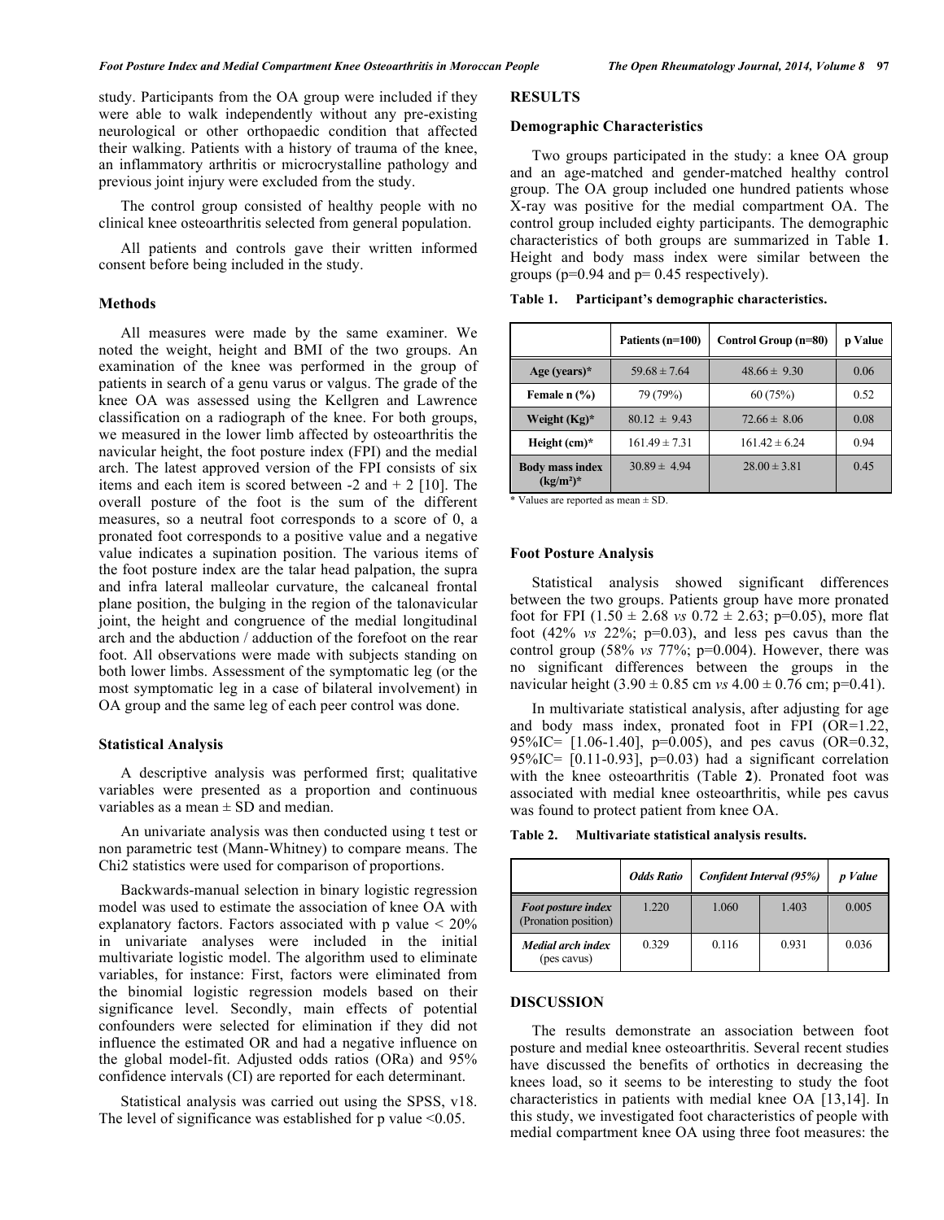study. Participants from the OA group were included if they were able to walk independently without any pre-existing neurological or other orthopaedic condition that affected their walking. Patients with a history of trauma of the knee, an inflammatory arthritis or microcrystalline pathology and previous joint injury were excluded from the study.

The control group consisted of healthy people with no clinical knee osteoarthritis selected from general population.

All patients and controls gave their written informed consent before being included in the study.

### Methods

All measures were made by the same examiner. We noted the weight, height and BMI of the two groups. An examination of the knee was performed in the group of patients in search of a genu varus or valgus. The grade of the knee OA was assessed using the Kellgren and Lawrence classification on a radiograph of the knee. For both groups, we measured in the lower limb affected by osteoarthritis the navicular height, the foot posture index (FPI) and the medial arch. The latest approved version of the FPI consists of six items and each item is scored between -2 and + 2 [10]. The overall posture of the foot is the sum of the different measures, so a neutral foot corresponds to a score of 0, a pronated foot corresponds to a positive value and a negative value indicates a supination position. The various items of the foot posture index are the talar head palpation, the supra and infra lateral malleolar curvature, the calcaneal frontal plane position, the bulging in the region of the talonavicular joint, the height and congruence of the medial longitudinal arch and the abduction / adduction of the forefoot on the rear foot. All observations were made with subjects standing on both lower limbs. Assessment of the symptomatic leg (or the most symptomatic leg in a case of bilateral involvement) in OA group and the same leg of each peer control was done.

### Statistical Analysis

A descriptive analysis was performed first; qualitative variables were presented as a proportion and continuous variables as a mean ± SD and median.

An univariate analysis was then conducted using t test or non parametric test (Mann-Whitney) to compare means. The Chi2 statistics were used for comparison of proportions.

Backwards-manual selection in binary logistic regression model was used to estimate the association of knee OA with explanatory factors. Factors associated with p value < 20% in univariate analyses were included in the initial multivariate logistic model. The algorithm used to eliminate variables, for instance: First, factors were eliminated from the binomial logistic regression models based on their significance level. Secondly, main effects of potential confounders were selected for elimination if they did not influence the estimated OR and had a negative influence on the global model-fit. Adjusted odds ratios (ORa) and 95% confidence intervals (CI) are reported for each determinant.

Statistical analysis was carried out using the SPSS, v18. The level of significance was established for p value <0.05.

## RESULTS

### Demographic Characteristics

Two groups participated in the study: a knee OA group and an age-matched and gender-matched healthy control group. The OA group included one hundred patients whose X-ray was positive for the medial compartment OA. The control group included eighty participants. The demographic characteristics of both groups are summarized in Table **1**. Height and body mass index were similar between the groups (p=0.94 and p= 0.45 respectively).

**Table 1. Participant's demographic characteristics.**

| | Patients (n=100) | Control Group (n=80) | p Value |
|---|---|---|---|
| **Age (years)\*** | 59.68 ± 7.64 | 48.66 ± 9.30 | 0.06 |
| **Female n (%)** | 79 (79%) | 60 (75%) | 0.52 |
| **Weight (Kg)\*** | 80.12 ± 9.43 | 72.66 ± 8.06 | 0.08 |
| **Height (cm)\*** | 161.49 ± 7.31 | 161.42 ± 6.24 | 0.94 |
| **Body mass index (kg/m²)\*** | 30.89 ± 4.94 | 28.00 ± 3.81 | 0.45 |

\* Values are reported as mean ± SD.

### Foot Posture Analysis

Statistical analysis showed significant differences between the two groups. Patients group have more pronated foot for FPI (1.50 ± 2.68 *vs* 0.72 ± 2.63; p=0.05), more flat foot (42% *vs* 22%; p=0.03), and less pes cavus than the control group (58% *vs* 77%; p=0.004). However, there was no significant differences between the groups in the navicular height (3.90 ± 0.85 cm *vs* 4.00 ± 0.76 cm; p=0.41).

In multivariate statistical analysis, after adjusting for age and body mass index, pronated foot in FPI (OR=1.22, 95%IC= [1.06-1.40], p=0.005), and pes cavus (OR=0.32, 95%IC= [0.11-0.93], p=0.03) had a significant correlation with the knee osteoarthritis (Table **2**). Pronated foot was associated with medial knee osteoarthritis, while pes cavus was found to protect patient from knee OA.

**Table 2. Multivariate statistical analysis results.**

| | *Odds Ratio* | *Confident Interval (95%)* | | *p Value* |
|---|---|---|---|---|
| ***Foot posture index*** (Pronation position) | 1.220 | 1.060 | 1.403 | 0.005 |
| ***Medial arch index*** (pes cavus) | 0.329 | 0.116 | 0.931 | 0.036 |

## DISCUSSION

The results demonstrate an association between foot posture and medial knee osteoarthritis. Several recent studies have discussed the benefits of orthotics in decreasing the knees load, so it seems to be interesting to study the foot characteristics in patients with medial knee OA [13,14]. In this study, we investigated foot characteristics of people with medial compartment knee OA using three foot measures: the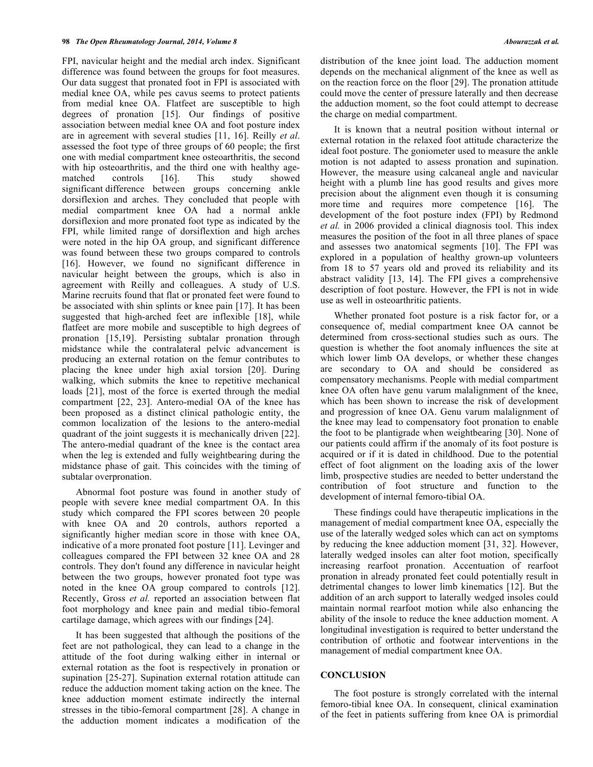FPI, navicular height and the medial arch index. Significant difference was found between the groups for foot measures. Our data suggest that pronated foot in FPI is associated with medial knee OA, while pes cavus seems to protect patients from medial knee OA. Flatfeet are susceptible to high degrees of pronation [15]. Our findings of positive association between medial knee OA and foot posture index are in agreement with several studies [11, 16]. Reilly *et al*. assessed the foot type of three groups of 60 people; the first one with medial compartment knee osteoarthritis, the second with hip osteoarthritis, and the third one with healthy age-matched controls [16]. This study showed significant difference between groups concerning ankle dorsiflexion and arches. They concluded that people with medial compartment knee OA had a normal ankle dorsiflexion and more pronated foot type as indicated by the FPI, while limited range of dorsiflextion and high arches were noted in the hip OA group, and significant difference was found between these two groups compared to controls [16]. However, we found no significant difference in navicular height between the groups, which is also in agreement with Reilly and colleagues. A study of U.S. Marine recruits found that flat or pronated feet were found to be associated with shin splints or knee pain [17]. It has been suggested that high-arched feet are inflexible [18], while flatfeet are more mobile and susceptible to high degrees of pronation [15,19]. Persisting subtalar pronation through midstance while the contralateral pelvic advancement is producing an external rotation on the femur contributes to placing the knee under high axial torsion [20]. During walking, which submits the knee to repetitive mechanical loads [21], most of the force is exerted through the medial compartment [22, 23]. Antero-medial OA of the knee has been proposed as a distinct clinical pathologic entity, the common localization of the lesions to the antero-medial quadrant of the joint suggests it is mechanically driven [22]. The antero-medial quadrant of the knee is the contact area when the leg is extended and fully weightbearing during the midstance phase of gait. This coincides with the timing of subtalar overpronation.

Abnormal foot posture was found in another study of people with severe knee medial compartment OA. In this study which compared the FPI scores between 20 people with knee OA and 20 controls, authors reported a significantly higher median score in those with knee OA, indicative of a more pronated foot posture [11]. Levinger and colleagues compared the FPI between 32 knee OA and 28 controls. They don't found any difference in navicular height between the two groups, however pronated foot type was noted in the knee OA group compared to controls [12]. Recently, Gross *et al.* reported an association between flat foot morphology and knee pain and medial tibio-femoral cartilage damage, which agrees with our findings [24].

It has been suggested that although the positions of the feet are not pathological, they can lead to a change in the attitude of the foot during walking either in internal or external rotation as the foot is respectively in pronation or supination [25-27]. Supination external rotation attitude can reduce the adduction moment taking action on the knee. The knee adduction moment estimate indirectly the internal stresses in the tibio-femoral compartment [28]. A change in the adduction moment indicates a modification of the distribution of the knee joint load. The adduction moment depends on the mechanical alignment of the knee as well as on the reaction force on the floor [29]. The pronation attitude could move the center of pressure laterally and then decrease the adduction moment, so the foot could attempt to decrease the charge on medial compartment.

It is known that a neutral position without internal or external rotation in the relaxed foot attitude characterize the ideal foot posture. The goniometer used to measure the ankle motion is not adapted to assess pronation and supination. However, the measure using calcaneal angle and navicular height with a plumb line has good results and gives more precision about the alignment even though it is consuming more time and requires more competence [16]. The development of the foot posture index (FPI) by Redmond *et al.* in 2006 provided a clinical diagnosis tool. This index measures the position of the foot in all three planes of space and assesses two anatomical segments [10]. The FPI was explored in a population of healthy grown-up volunteers from 18 to 57 years old and proved its reliability and its abstract validity [13, 14]. The FPI gives a comprehensive description of foot posture. However, the FPI is not in wide use as well in osteoarthritic patients.

Whether pronated foot posture is a risk factor for, or a consequence of, medial compartment knee OA cannot be determined from cross-sectional studies such as ours. The question is whether the foot anomaly influences the site at which lower limb OA develops, or whether these changes are secondary to OA and should be considered as compensatory mechanisms. People with medial compartment knee OA often have genu varum malalignment of the knee, which has been shown to increase the risk of development and progression of knee OA. Genu varum malalignment of the knee may lead to compensatory foot pronation to enable the foot to be plantigrade when weightbearing [30]. None of our patients could affirm if the anomaly of its foot posture is acquired or if it is dated in childhood. Due to the potential effect of foot alignment on the loading axis of the lower limb, prospective studies are needed to better understand the contribution of foot structure and function to the development of internal femoro-tibial OA.

These findings could have therapeutic implications in the management of medial compartment knee OA, especially the use of the laterally wedged soles which can act on symptoms by reducing the knee adduction moment [31, 32]. However, laterally wedged insoles can alter foot motion, specifically increasing rearfoot pronation. Accentuation of rearfoot pronation in already pronated feet could potentially result in detrimental changes to lower limb kinematics [12]. But the addition of an arch support to laterally wedged insoles could maintain normal rearfoot motion while also enhancing the ability of the insole to reduce the knee adduction moment. A longitudinal investigation is required to better understand the contribution of orthotic and footwear interventions in the management of medial compartment knee OA.

## CONCLUSION

The foot posture is strongly correlated with the internal femoro-tibial knee OA. In consequent, clinical examination of the feet in patients suffering from knee OA is primordial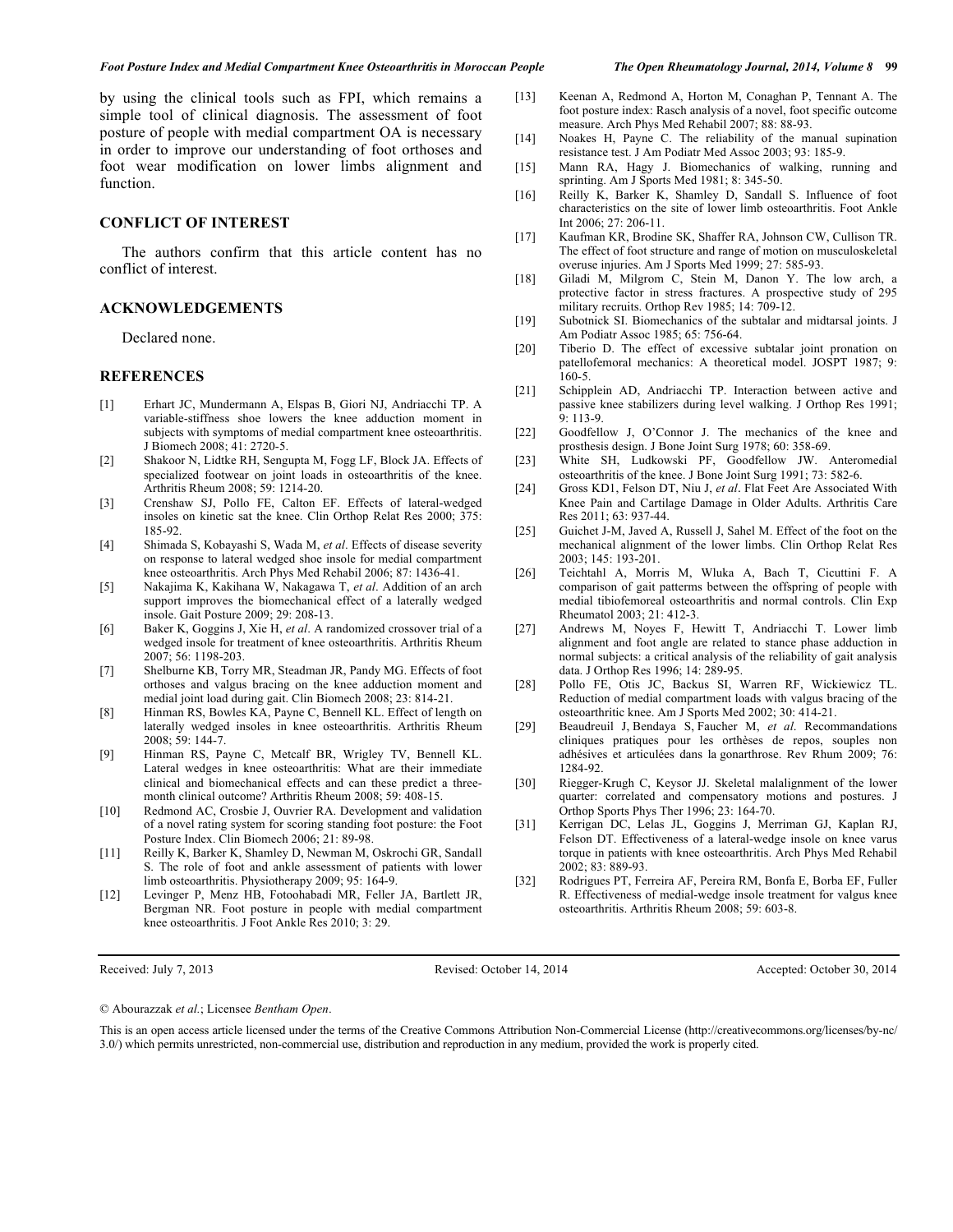by using the clinical tools such as FPI, which remains a simple tool of clinical diagnosis. The assessment of foot posture of people with medial compartment OA is necessary in order to improve our understanding of foot orthoses and foot wear modification on lower limbs alignment and function.

## CONFLICT OF INTEREST

The authors confirm that this article content has no conflict of interest.

## ACKNOWLEDGEMENTS

Declared none.

## REFERENCES

[1] Erhart JC, Mundermann A, Elspas B, Giori NJ, Andriacchi TP. A variable-stiffness shoe lowers the knee adduction moment in subjects with symptoms of medial compartment knee osteoarthritis. J Biomech 2008; 41: 2720-5.

[2] Shakoor N, Lidtke RH, Sengupta M, Fogg LF, Block JA. Effects of specialized footwear on joint loads in osteoarthritis of the knee. Arthritis Rheum 2008; 59: 1214-20.

[3] Crenshaw SJ, Pollo FE, Calton EF. Effects of lateral-wedged insoles on kinetic sat the knee. Clin Orthop Relat Res 2000; 375: 185-92.

[4] Shimada S, Kobayashi S, Wada M, *et al*. Effects of disease severity on response to lateral wedged shoe insole for medial compartment knee osteoarthritis. Arch Phys Med Rehabil 2006; 87: 1436-41.

[5] Nakajima K, Kakihana W, Nakagawa T, *et al*. Addition of an arch support improves the biomechanical effect of a laterally wedged insole. Gait Posture 2009; 29: 208-13.

[6] Baker K, Goggins J, Xie H, *et al*. A randomized crossover trial of a wedged insole for treatment of knee osteoarthritis. Arthritis Rheum 2007; 56: 1198-203.

[7] Shelburne KB, Torry MR, Steadman JR, Pandy MG. Effects of foot orthoses and valgus bracing on the knee adduction moment and medial joint load during gait. Clin Biomech 2008; 23: 814-21.

[8] Hinman RS, Bowles KA, Payne C, Bennell KL. Effect of length on laterally wedged insoles in knee osteoarthritis. Arthritis Rheum 2008; 59: 144-7.

[9] Hinman RS, Payne C, Metcalf BR, Wrigley TV, Bennell KL. Lateral wedges in knee osteoarthritis: What are their immediate clinical and biomechanical effects and can these predict a three-month clinical outcome? Arthritis Rheum 2008; 59: 408-15.

[10] Redmond AC, Crosbie J, Ouvrier RA. Development and validation of a novel rating system for scoring standing foot posture: the Foot Posture Index. Clin Biomech 2006; 21: 89-98.

[11] Reilly K, Barker K, Shamley D, Newman M, Oskrochi GR, Sandall S. The role of foot and ankle assessment of patients with lower limb osteoarthritis. Physiotherapy 2009; 95: 164-9.

[12] Levinger P, Menz HB, Fotoohabadi MR, Feller JA, Bartlett JR, Bergman NR. Foot posture in people with medial compartment knee osteoarthritis. J Foot Ankle Res 2010; 3: 29.

[13] Keenan A, Redmond A, Horton M, Conaghan P, Tennant A. The foot posture index: Rasch analysis of a novel, foot specific outcome measure. Arch Phys Med Rehabil 2007; 88: 88-93.

[14] Noakes H, Payne C. The reliability of the manual supination resistance test. J Am Podiatr Med Assoc 2003; 93: 185-9.

[15] Mann RA, Hagy J. Biomechanics of walking, running and sprinting. Am J Sports Med 1981; 8: 345-50.

[16] Reilly K, Barker K, Shamley D, Sandall S. Influence of foot characteristics on the site of lower limb osteoarthritis. Foot Ankle Int 2006; 27: 206-11.

[17] Kaufman KR, Brodine SK, Shaffer RA, Johnson CW, Cullison TR. The effect of foot structure and range of motion on musculoskeletal overuse injuries. Am J Sports Med 1999; 27: 585-93.

[18] Giladi M, Milgrom C, Stein M, Danon Y. The low arch, a protective factor in stress fractures. A prospective study of 295 military recruits. Orthop Rev 1985; 14: 709-12.

[19] Subotnick SI. Biomechanics of the subtalar and midtarsal joints. J Am Podiatr Assoc 1985; 65: 756-64.

[20] Tiberio D. The effect of excessive subtalar joint pronation on patellofemoral mechanics: A theoretical model. JOSPT 1987; 9: 160-5.

[21] Schipplein AD, Andriacchi TP. Interaction between active and passive knee stabilizers during level walking. J Orthop Res 1991; 9: 113-9.

[22] Goodfellow J, O'Connor J. The mechanics of the knee and prosthesis design. J Bone Joint Surg 1978; 60: 358-69.

[23] White SH, Ludkowski PF, Goodfellow JW. Anteromedial osteoarthritis of the knee. J Bone Joint Surg 1991; 73: 582-6.

[24] Gross KD1, Felson DT, Niu J, *et al*. Flat Feet Are Associated With Knee Pain and Cartilage Damage in Older Adults. Arthritis Care Res 2011; 63: 937-44.

[25] Guichet J-M, Javed A, Russell J, Sahel M. Effect of the foot on the mechanical alignment of the lower limbs. Clin Orthop Relat Res 2003; 145: 193-201.

[26] Teichtahl A, Morris M, Wluka A, Bach T, Cicuttini F. A comparison of gait patterms between the offspring of people with medial tibiofemoreal osteoarthritis and normal controls. Clin Exp Rheumatol 2003; 21: 412-3.

[27] Andrews M, Noyes F, Hewitt T, Andriacchi T. Lower limb alignment and foot angle are related to stance phase adduction in normal subjects: a critical analysis of the reliability of gait analysis data. J Orthop Res 1996; 14: 289-95.

[28] Pollo FE, Otis JC, Backus SI, Warren RF, Wickiewicz TL. Reduction of medial compartment loads with valgus bracing of the osteoarthritic knee. Am J Sports Med 2002; 30: 414-21.

[29] Beaudreuil J, Bendaya S, Faucher M, *et al*. Recommandations cliniques pratiques pour les orthèses de repos, souples non adhésives et articulées dans la gonarthrose. Rev Rhum 2009; 76: 1284-92.

[30] Riegger-Krugh C, Keysor JJ. Skeletal malalignment of the lower quarter: correlated and compensatory motions and postures. J Orthop Sports Phys Ther 1996; 23: 164-70.

[31] Kerrigan DC, Lelas JL, Goggins J, Merriman GJ, Kaplan RJ, Felson DT. Effectiveness of a lateral-wedge insole on knee varus torque in patients with knee osteoarthritis. Arch Phys Med Rehabil 2002; 83: 889-93.

[32] Rodrigues PT, Ferreira AF, Pereira RM, Bonfa E, Borba EF, Fuller R. Effectiveness of medial-wedge insole treatment for valgus knee osteoarthritis. Arthritis Rheum 2008; 59: 603-8.

Received: July 7, 2013 Revised: October 14, 2014 Accepted: October 30, 2014

© Abourazzak *et al.*; Licensee *Bentham Open*.

This is an open access article licensed under the terms of the Creative Commons Attribution Non-Commercial License (http://creativecommons.org/licenses/by-nc/3.0/) which permits unrestricted, non-commercial use, distribution and reproduction in any medium, provided the work is properly cited.